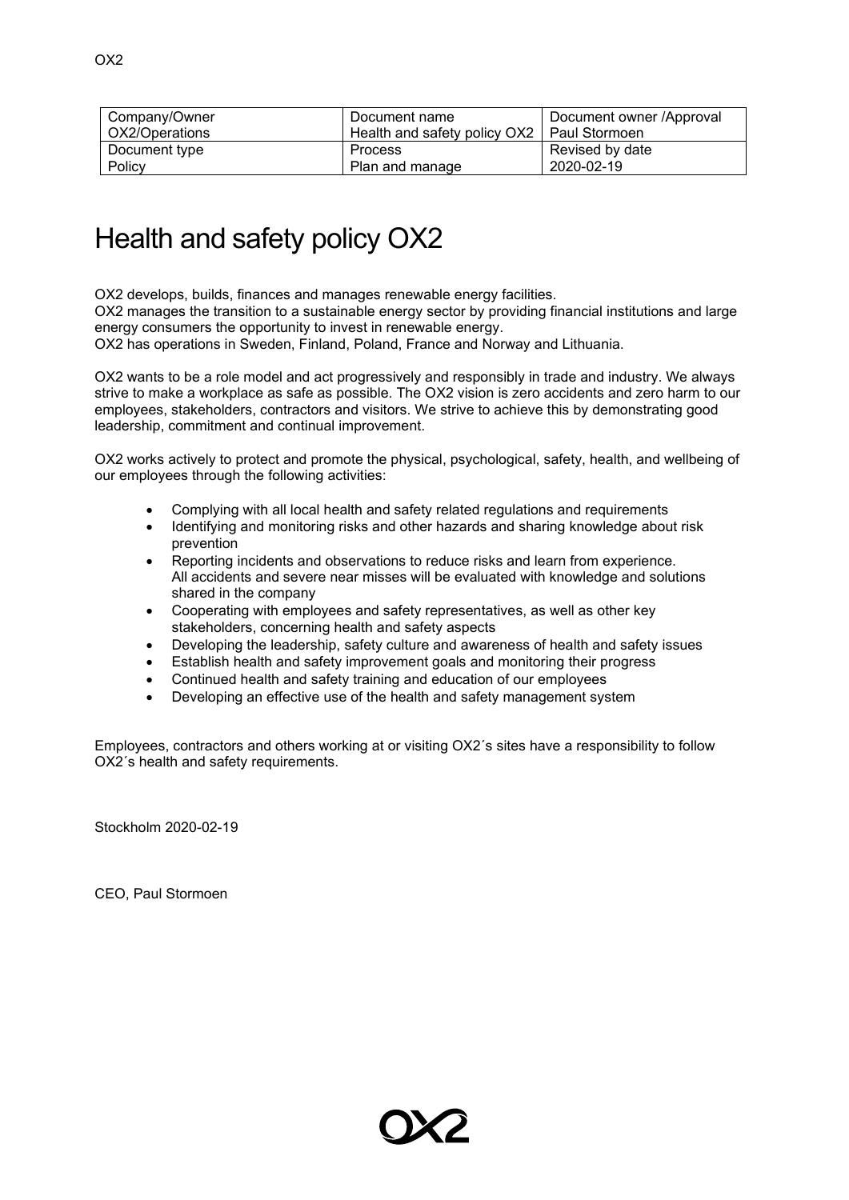| Company/Owner OX2/Operations | Document name Health and safety policy OX2 | Document owner /Approval Paul Stormoen |
|---|---|---|
| Document type Policy | Process Plan and manage | Revised by date 2020-02-19 |

# Health and safety policy OX2

OX2 develops, builds, finances and manages renewable energy facilities.
OX2 manages the transition to a sustainable energy sector by providing financial institutions and large energy consumers the opportunity to invest in renewable energy.
OX2 has operations in Sweden, Finland, Poland, France and Norway and Lithuania.

OX2 wants to be a role model and act progressively and responsibly in trade and industry. We always strive to make a workplace as safe as possible. The OX2 vision is zero accidents and zero harm to our employees, stakeholders, contractors and visitors. We strive to achieve this by demonstrating good leadership, commitment and continual improvement.

OX2 works actively to protect and promote the physical, psychological, safety, health, and wellbeing of our employees through the following activities:

- Complying with all local health and safety related regulations and requirements
- Identifying and monitoring risks and other hazards and sharing knowledge about risk prevention
- Reporting incidents and observations to reduce risks and learn from experience. All accidents and severe near misses will be evaluated with knowledge and solutions shared in the company
- Cooperating with employees and safety representatives, as well as other key stakeholders, concerning health and safety aspects
- Developing the leadership, safety culture and awareness of health and safety issues
- Establish health and safety improvement goals and monitoring their progress
- Continued health and safety training and education of our employees
- Developing an effective use of the health and safety management system

Employees, contractors and others working at or visiting OX2´s sites have a responsibility to follow OX2´s health and safety requirements.

Stockholm 2020-02-19

CEO, Paul Stormoen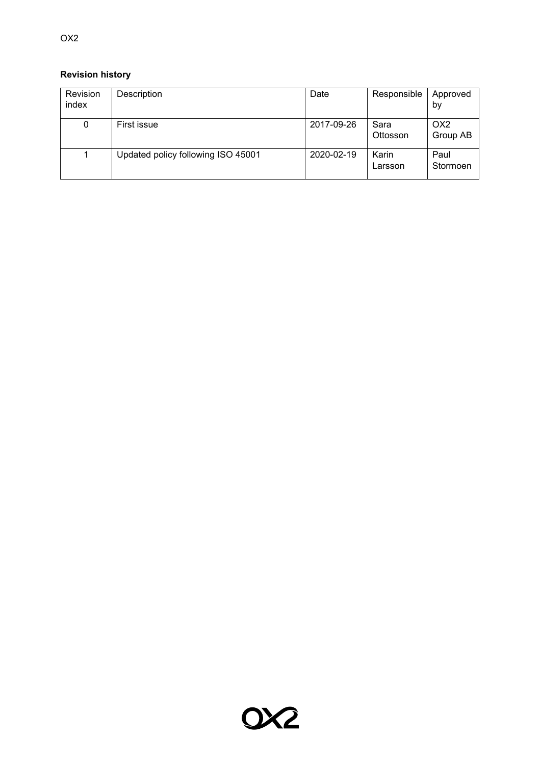**Revision history**

| Revision index | Description | Date | Responsible | Approved by |
|---|---|---|---|---|
| 0 | First issue | 2017-09-26 | Sara Ottosson | OX2 Group AB |
| 1 | Updated policy following ISO 45001 | 2020-02-19 | Karin Larsson | Paul Stormoen |